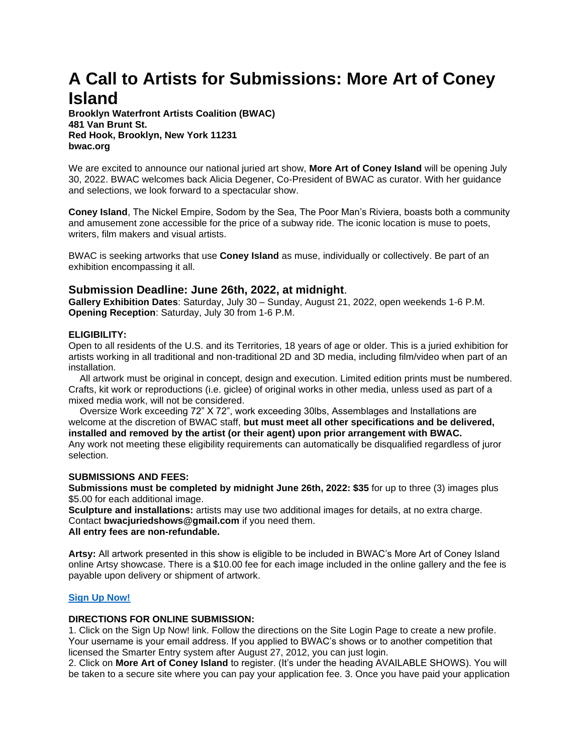# A Call to Artists for Submissions: More Art of Coney Island

**Brooklyn Waterfront Artists Coalition (BWAC)**
**481 Van Brunt St.**
**Red Hook, Brooklyn, New York 11231**
**bwac.org**

We are excited to announce our national juried art show, **More Art of Coney Island** will be opening July 30, 2022. BWAC welcomes back Alicia Degener, Co-President of BWAC as curator. With her guidance and selections, we look forward to a spectacular show.

**Coney Island**, The Nickel Empire, Sodom by the Sea, The Poor Man's Riviera, boasts both a community and amusement zone accessible for the price of a subway ride. The iconic location is muse to poets, writers, film makers and visual artists.

BWAC is seeking artworks that use **Coney Island** as muse, individually or collectively. Be part of an exhibition encompassing it all.

## Submission Deadline: June 26th, 2022, at midnight.

**Gallery Exhibition Dates**: Saturday, July 30 – Sunday, August 21, 2022, open weekends 1-6 P.M.
**Opening Reception**: Saturday, July 30 from 1-6 P.M.

**ELIGIBILITY:**
Open to all residents of the U.S. and its Territories, 18 years of age or older. This is a juried exhibition for artists working in all traditional and non-traditional 2D and 3D media, including film/video when part of an installation.

All artwork must be original in concept, design and execution. Limited edition prints must be numbered. Crafts, kit work or reproductions (i.e. giclee) of original works in other media, unless used as part of a mixed media work, will not be considered.

Oversize Work exceeding 72" X 72", work exceeding 30lbs, Assemblages and Installations are welcome at the discretion of BWAC staff, **but must meet all other specifications and be delivered, installed and removed by the artist (or their agent) upon prior arrangement with BWAC.**
Any work not meeting these eligibility requirements can automatically be disqualified regardless of juror selection.

**SUBMISSIONS AND FEES:**
**Submissions must be completed by midnight June 26th, 2022: $35** for up to three (3) images plus $5.00 for each additional image.
**Sculpture and installations:** artists may use two additional images for details, at no extra charge. Contact **bwacjuriedshows@gmail.com** if you need them.
**All entry fees are non-refundable.**

**Artsy:** All artwork presented in this show is eligible to be included in BWAC's More Art of Coney Island online Artsy showcase. There is a $10.00 fee for each image included in the online gallery and the fee is payable upon delivery or shipment of artwork.

**Sign Up Now!**

**DIRECTIONS FOR ONLINE SUBMISSION:**
1. Click on the Sign Up Now! link. Follow the directions on the Site Login Page to create a new profile. Your username is your email address. If you applied to BWAC's shows or to another competition that licensed the Smarter Entry system after August 27, 2012, you can just login.
2. Click on **More Art of Coney Island** to register. (It's under the heading AVAILABLE SHOWS). You will be taken to a secure site where you can pay your application fee. 3. Once you have paid your application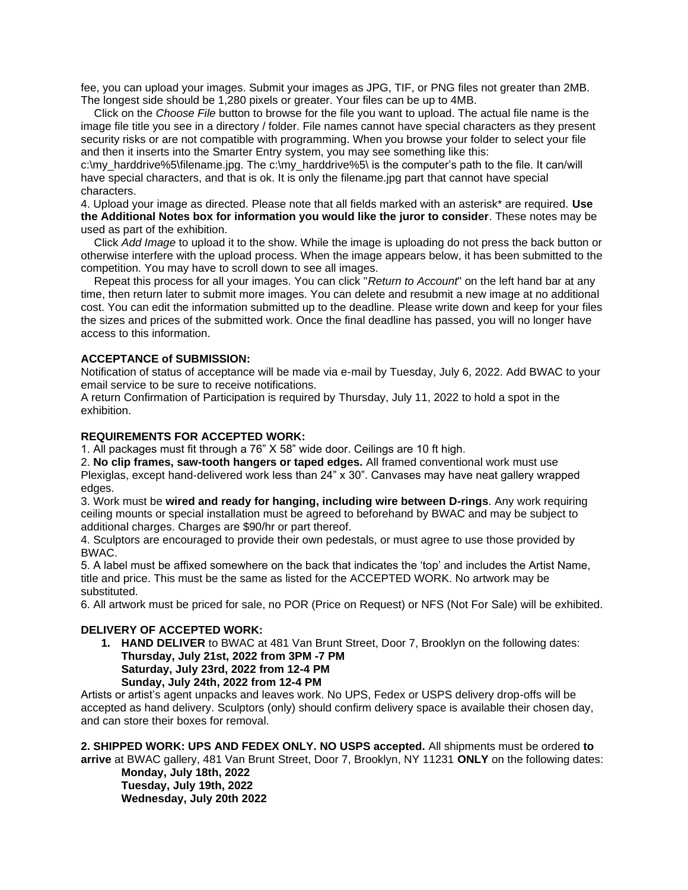fee, you can upload your images. Submit your images as JPG, TIF, or PNG files not greater than 2MB. The longest side should be 1,280 pixels or greater. Your files can be up to 4MB.

Click on the *Choose File* button to browse for the file you want to upload. The actual file name is the image file title you see in a directory / folder. File names cannot have special characters as they present security risks or are not compatible with programming. When you browse your folder to select your file and then it inserts into the Smarter Entry system, you may see something like this: c:\my_harddrive%5\filename.jpg. The c:\my_harddrive%5\ is the computer's path to the file. It can/will have special characters, and that is ok. It is only the filename.jpg part that cannot have special characters.

4. Upload your image as directed. Please note that all fields marked with an asterisk* are required. **Use the Additional Notes box for information you would like the juror to consider**. These notes may be used as part of the exhibition.

Click *Add Image* to upload it to the show. While the image is uploading do not press the back button or otherwise interfere with the upload process. When the image appears below, it has been submitted to the competition. You may have to scroll down to see all images.

Repeat this process for all your images. You can click "*Return to Account*" on the left hand bar at any time, then return later to submit more images. You can delete and resubmit a new image at no additional cost. You can edit the information submitted up to the deadline. Please write down and keep for your files the sizes and prices of the submitted work. Once the final deadline has passed, you will no longer have access to this information.

**ACCEPTANCE of SUBMISSION:**

Notification of status of acceptance will be made via e-mail by Tuesday, July 6, 2022. Add BWAC to your email service to be sure to receive notifications.

A return Confirmation of Participation is required by Thursday, July 11, 2022 to hold a spot in the exhibition.

**REQUIREMENTS FOR ACCEPTED WORK:**

1. All packages must fit through a 76" X 58" wide door. Ceilings are 10 ft high.
2. **No clip frames, saw-tooth hangers or taped edges.** All framed conventional work must use Plexiglas, except hand-delivered work less than 24" x 30". Canvases may have neat gallery wrapped edges.
3. Work must be **wired and ready for hanging, including wire between D-rings**. Any work requiring ceiling mounts or special installation must be agreed to beforehand by BWAC and may be subject to additional charges. Charges are $90/hr or part thereof.
4. Sculptors are encouraged to provide their own pedestals, or must agree to use those provided by BWAC.
5. A label must be affixed somewhere on the back that indicates the 'top' and includes the Artist Name, title and price. This must be the same as listed for the ACCEPTED WORK. No artwork may be substituted.
6. All artwork must be priced for sale, no POR (Price on Request) or NFS (Not For Sale) will be exhibited.

**DELIVERY OF ACCEPTED WORK:**

1. **HAND DELIVER** to BWAC at 481 Van Brunt Street, Door 7, Brooklyn on the following dates:
   **Thursday, July 21st, 2022 from 3PM -7 PM**
   **Saturday, July 23rd, 2022 from 12-4 PM**
   **Sunday, July 24th, 2022 from 12-4 PM**

Artists or artist's agent unpacks and leaves work. No UPS, Fedex or USPS delivery drop-offs will be accepted as hand delivery. Sculptors (only) should confirm delivery space is available their chosen day, and can store their boxes for removal.

**2. SHIPPED WORK: UPS AND FEDEX ONLY. NO USPS accepted.** All shipments must be ordered **to arrive** at BWAC gallery, 481 Van Brunt Street, Door 7, Brooklyn, NY 11231 **ONLY** on the following dates:

**Monday, July 18th, 2022**
**Tuesday, July 19th, 2022**
**Wednesday, July 20th 2022**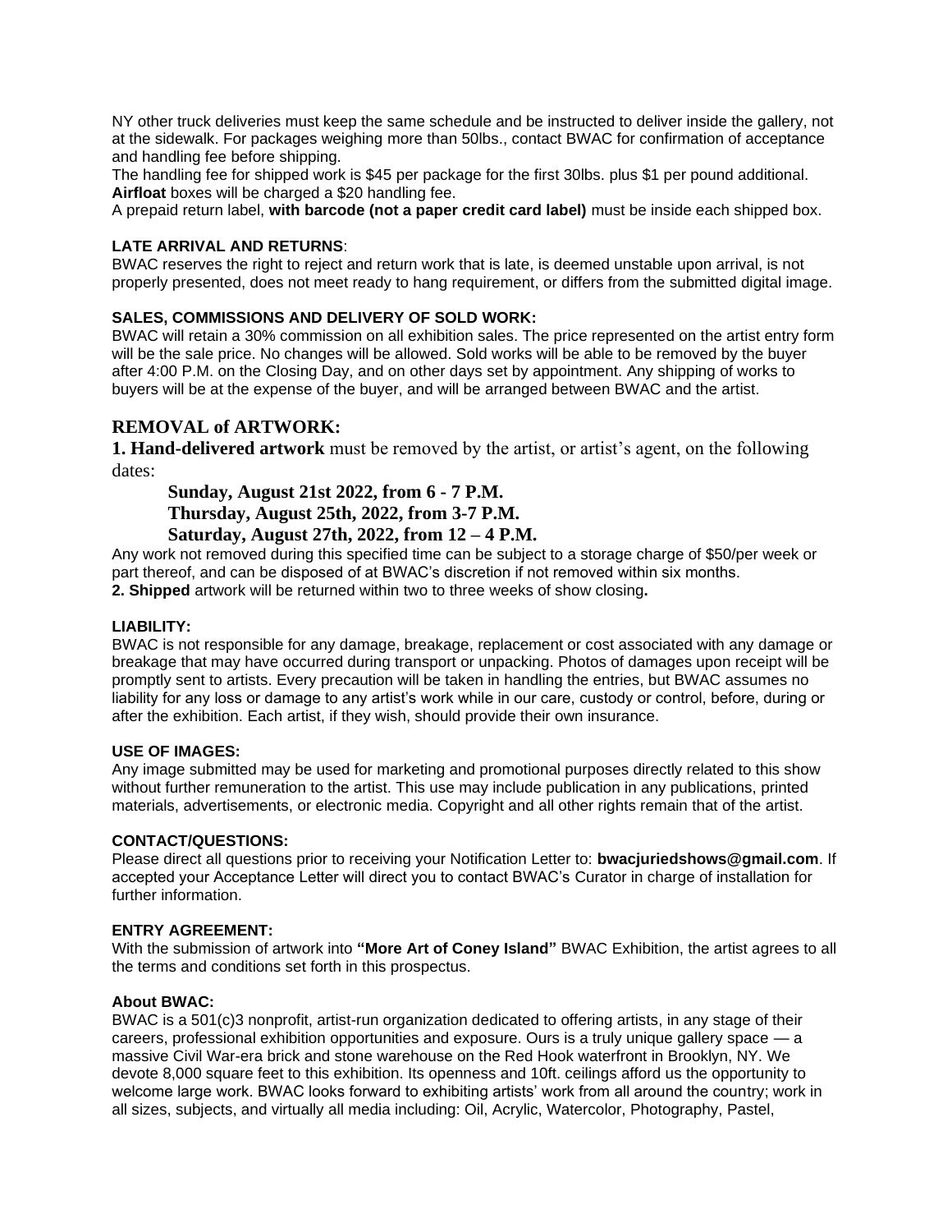NY other truck deliveries must keep the same schedule and be instructed to deliver inside the gallery, not at the sidewalk. For packages weighing more than 50lbs., contact BWAC for confirmation of acceptance and handling fee before shipping.
The handling fee for shipped work is $45 per package for the first 30lbs. plus $1 per pound additional. **Airfloat** boxes will be charged a $20 handling fee.
A prepaid return label, **with barcode (not a paper credit card label)** must be inside each shipped box.

**LATE ARRIVAL AND RETURNS**:
BWAC reserves the right to reject and return work that is late, is deemed unstable upon arrival, is not properly presented, does not meet ready to hang requirement, or differs from the submitted digital image.

**SALES, COMMISSIONS AND DELIVERY OF SOLD WORK:**
BWAC will retain a 30% commission on all exhibition sales. The price represented on the artist entry form will be the sale price. No changes will be allowed. Sold works will be able to be removed by the buyer after 4:00 P.M. on the Closing Day, and on other days set by appointment. Any shipping of works to buyers will be at the expense of the buyer, and will be arranged between BWAC and the artist.

## REMOVAL of ARTWORK:

**1. Hand-delivered artwork** must be removed by the artist, or artist's agent, on the following dates:

**Sunday, August 21st 2022, from 6 - 7 P.M.**
**Thursday, August 25th, 2022, from 3-7 P.M.**
**Saturday, August 27th, 2022, from 12 – 4 P.M.**

Any work not removed during this specified time can be subject to a storage charge of $50/per week or part thereof, and can be disposed of at BWAC's discretion if not removed within six months.
**2. Shipped** artwork will be returned within two to three weeks of show closing**.**

**LIABILITY:**
BWAC is not responsible for any damage, breakage, replacement or cost associated with any damage or breakage that may have occurred during transport or unpacking. Photos of damages upon receipt will be promptly sent to artists. Every precaution will be taken in handling the entries, but BWAC assumes no liability for any loss or damage to any artist's work while in our care, custody or control, before, during or after the exhibition. Each artist, if they wish, should provide their own insurance.

**USE OF IMAGES:**
Any image submitted may be used for marketing and promotional purposes directly related to this show without further remuneration to the artist. This use may include publication in any publications, printed materials, advertisements, or electronic media. Copyright and all other rights remain that of the artist.

**CONTACT/QUESTIONS:**
Please direct all questions prior to receiving your Notification Letter to: **bwacjuriedshows@gmail.com**. If accepted your Acceptance Letter will direct you to contact BWAC's Curator in charge of installation for further information.

**ENTRY AGREEMENT:**
With the submission of artwork into **"More Art of Coney Island"** BWAC Exhibition, the artist agrees to all the terms and conditions set forth in this prospectus.

**About BWAC:**
BWAC is a 501(c)3 nonprofit, artist-run organization dedicated to offering artists, in any stage of their careers, professional exhibition opportunities and exposure. Ours is a truly unique gallery space — a massive Civil War-era brick and stone warehouse on the Red Hook waterfront in Brooklyn, NY. We devote 8,000 square feet to this exhibition. Its openness and 10ft. ceilings afford us the opportunity to welcome large work. BWAC looks forward to exhibiting artists' work from all around the country; work in all sizes, subjects, and virtually all media including: Oil, Acrylic, Watercolor, Photography, Pastel,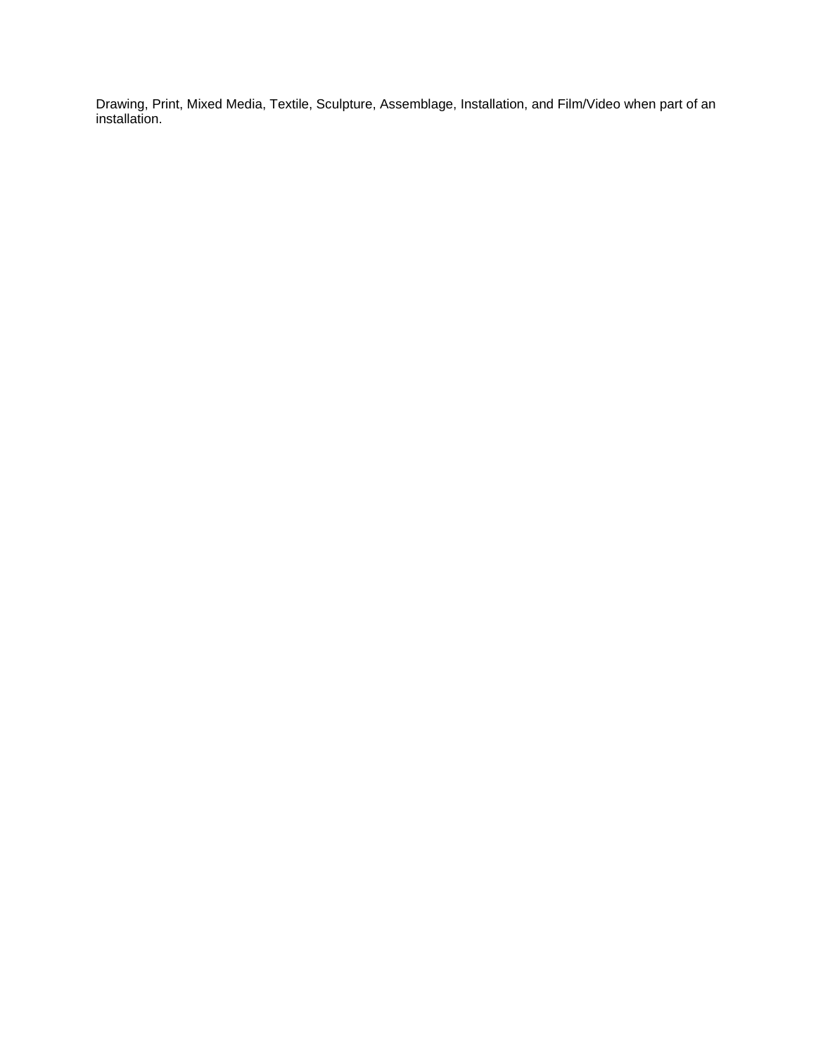Drawing, Print, Mixed Media, Textile, Sculpture, Assemblage, Installation, and Film/Video when part of an installation.